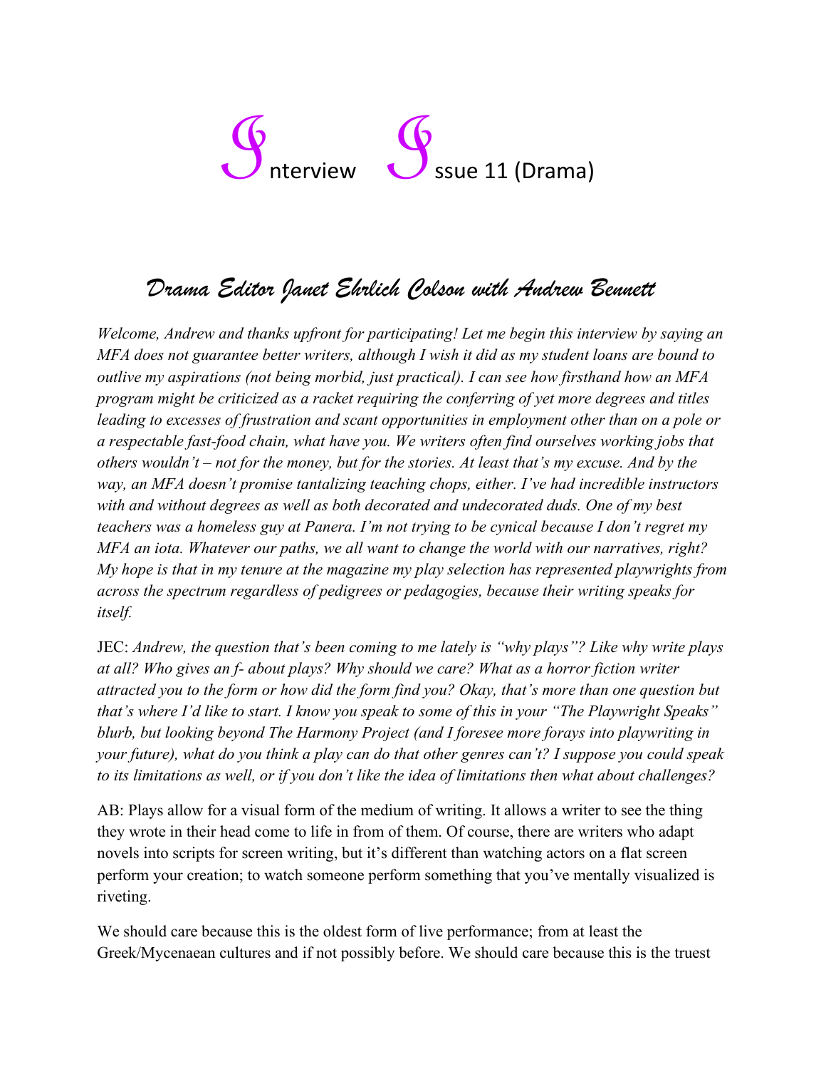# Interview Issue 11 (Drama)

## *Drama Editor Janet Ehrlich Colson with Andrew Bennett*

*Welcome, Andrew and thanks upfront for participating! Let me begin this interview by saying an MFA does not guarantee better writers, although I wish it did as my student loans are bound to outlive my aspirations (not being morbid, just practical). I can see how firsthand how an MFA program might be criticized as a racket requiring the conferring of yet more degrees and titles leading to excesses of frustration and scant opportunities in employment other than on a pole or a respectable fast-food chain, what have you. We writers often find ourselves working jobs that others wouldn't – not for the money, but for the stories. At least that's my excuse. And by the way, an MFA doesn't promise tantalizing teaching chops, either. I've had incredible instructors with and without degrees as well as both decorated and undecorated duds. One of my best teachers was a homeless guy at Panera. I'm not trying to be cynical because I don't regret my MFA an iota. Whatever our paths, we all want to change the world with our narratives, right? My hope is that in my tenure at the magazine my play selection has represented playwrights from across the spectrum regardless of pedigrees or pedagogies, because their writing speaks for itself.*

JEC: *Andrew, the question that's been coming to me lately is "why plays"? Like why write plays at all? Who gives an f- about plays? Why should we care? What as a horror fiction writer attracted you to the form or how did the form find you? Okay, that's more than one question but that's where I'd like to start. I know you speak to some of this in your "The Playwright Speaks" blurb, but looking beyond The Harmony Project (and I foresee more forays into playwriting in your future), what do you think a play can do that other genres can't? I suppose you could speak to its limitations as well, or if you don't like the idea of limitations then what about challenges?*

AB: Plays allow for a visual form of the medium of writing. It allows a writer to see the thing they wrote in their head come to life in from of them. Of course, there are writers who adapt novels into scripts for screen writing, but it's different than watching actors on a flat screen perform your creation; to watch someone perform something that you've mentally visualized is riveting.

We should care because this is the oldest form of live performance; from at least the Greek/Mycenaean cultures and if not possibly before. We should care because this is the truest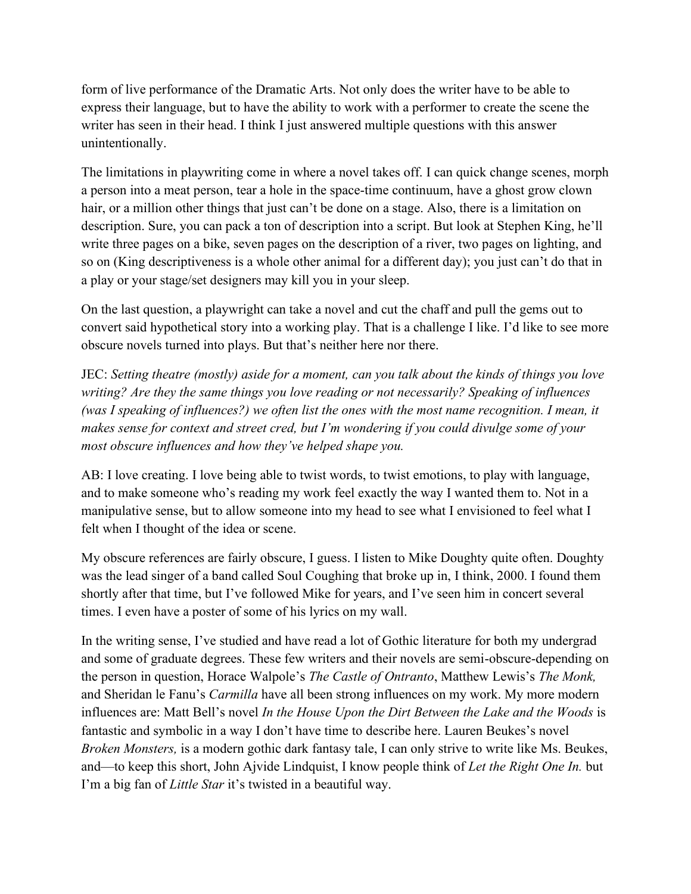form of live performance of the Dramatic Arts. Not only does the writer have to be able to express their language, but to have the ability to work with a performer to create the scene the writer has seen in their head. I think I just answered multiple questions with this answer unintentionally.

The limitations in playwriting come in where a novel takes off. I can quick change scenes, morph a person into a meat person, tear a hole in the space-time continuum, have a ghost grow clown hair, or a million other things that just can't be done on a stage. Also, there is a limitation on description. Sure, you can pack a ton of description into a script. But look at Stephen King, he'll write three pages on a bike, seven pages on the description of a river, two pages on lighting, and so on (King descriptiveness is a whole other animal for a different day); you just can't do that in a play or your stage/set designers may kill you in your sleep.

On the last question, a playwright can take a novel and cut the chaff and pull the gems out to convert said hypothetical story into a working play. That is a challenge I like. I'd like to see more obscure novels turned into plays. But that's neither here nor there.

JEC: *Setting theatre (mostly) aside for a moment, can you talk about the kinds of things you love writing? Are they the same things you love reading or not necessarily? Speaking of influences (was I speaking of influences?) we often list the ones with the most name recognition. I mean, it makes sense for context and street cred, but I'm wondering if you could divulge some of your most obscure influences and how they've helped shape you.*

AB: I love creating. I love being able to twist words, to twist emotions, to play with language, and to make someone who's reading my work feel exactly the way I wanted them to. Not in a manipulative sense, but to allow someone into my head to see what I envisioned to feel what I felt when I thought of the idea or scene.

My obscure references are fairly obscure, I guess. I listen to Mike Doughty quite often. Doughty was the lead singer of a band called Soul Coughing that broke up in, I think, 2000. I found them shortly after that time, but I've followed Mike for years, and I've seen him in concert several times. I even have a poster of some of his lyrics on my wall.

In the writing sense, I've studied and have read a lot of Gothic literature for both my undergrad and some of graduate degrees. These few writers and their novels are semi-obscure-depending on the person in question, Horace Walpole's *The Castle of Ontranto*, Matthew Lewis's *The Monk,* and Sheridan le Fanu's *Carmilla* have all been strong influences on my work. My more modern influences are: Matt Bell's novel *In the House Upon the Dirt Between the Lake and the Woods* is fantastic and symbolic in a way I don't have time to describe here. Lauren Beukes's novel *Broken Monsters,* is a modern gothic dark fantasy tale, I can only strive to write like Ms. Beukes, and—to keep this short, John Ajvide Lindquist, I know people think of *Let the Right One In.* but I'm a big fan of *Little Star* it's twisted in a beautiful way.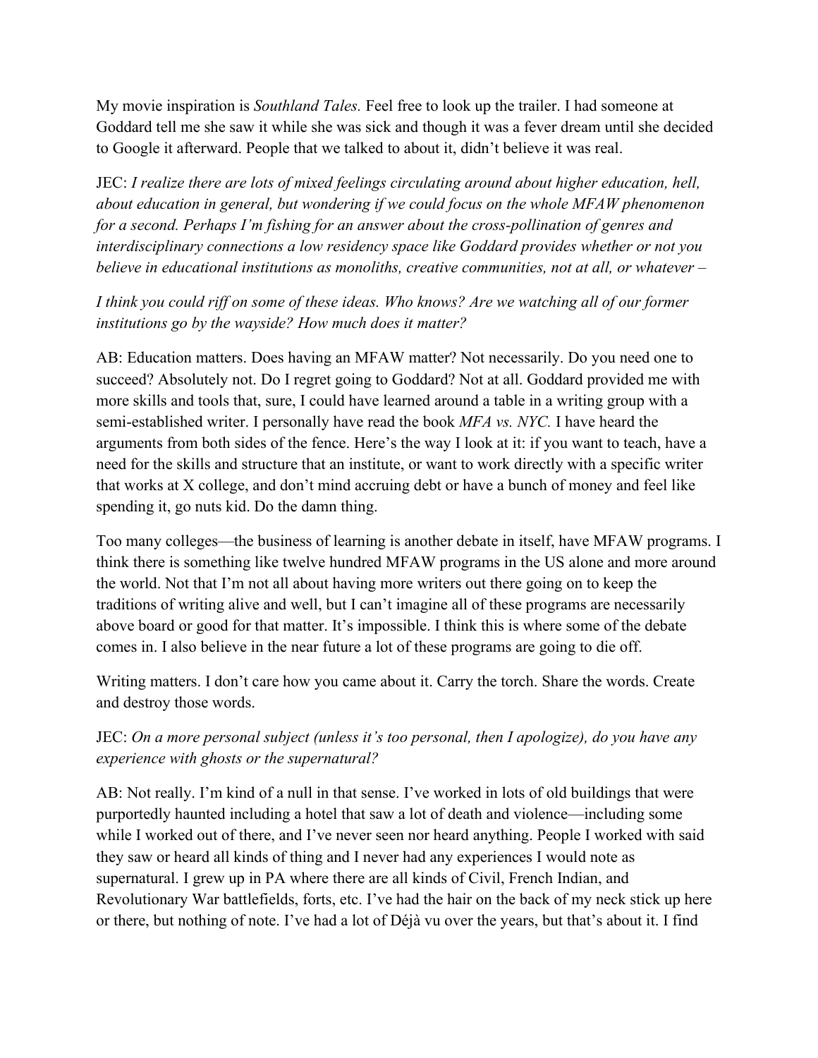My movie inspiration is *Southland Tales.* Feel free to look up the trailer. I had someone at Goddard tell me she saw it while she was sick and though it was a fever dream until she decided to Google it afterward. People that we talked to about it, didn't believe it was real.

JEC: *I realize there are lots of mixed feelings circulating around about higher education, hell, about education in general, but wondering if we could focus on the whole MFAW phenomenon for a second. Perhaps I'm fishing for an answer about the cross-pollination of genres and interdisciplinary connections a low residency space like Goddard provides whether or not you believe in educational institutions as monoliths, creative communities, not at all, or whatever –*

*I think you could riff on some of these ideas. Who knows? Are we watching all of our former institutions go by the wayside? How much does it matter?*

AB: Education matters. Does having an MFAW matter? Not necessarily. Do you need one to succeed? Absolutely not. Do I regret going to Goddard? Not at all. Goddard provided me with more skills and tools that, sure, I could have learned around a table in a writing group with a semi-established writer. I personally have read the book *MFA vs. NYC.* I have heard the arguments from both sides of the fence. Here's the way I look at it: if you want to teach, have a need for the skills and structure that an institute, or want to work directly with a specific writer that works at X college, and don't mind accruing debt or have a bunch of money and feel like spending it, go nuts kid. Do the damn thing.

Too many colleges—the business of learning is another debate in itself, have MFAW programs. I think there is something like twelve hundred MFAW programs in the US alone and more around the world. Not that I'm not all about having more writers out there going on to keep the traditions of writing alive and well, but I can't imagine all of these programs are necessarily above board or good for that matter. It's impossible. I think this is where some of the debate comes in. I also believe in the near future a lot of these programs are going to die off.

Writing matters. I don't care how you came about it. Carry the torch. Share the words. Create and destroy those words.

JEC: *On a more personal subject (unless it's too personal, then I apologize), do you have any experience with ghosts or the supernatural?*

AB: Not really. I'm kind of a null in that sense. I've worked in lots of old buildings that were purportedly haunted including a hotel that saw a lot of death and violence—including some while I worked out of there, and I've never seen nor heard anything. People I worked with said they saw or heard all kinds of thing and I never had any experiences I would note as supernatural. I grew up in PA where there are all kinds of Civil, French Indian, and Revolutionary War battlefields, forts, etc. I've had the hair on the back of my neck stick up here or there, but nothing of note. I've had a lot of Déjà vu over the years, but that's about it. I find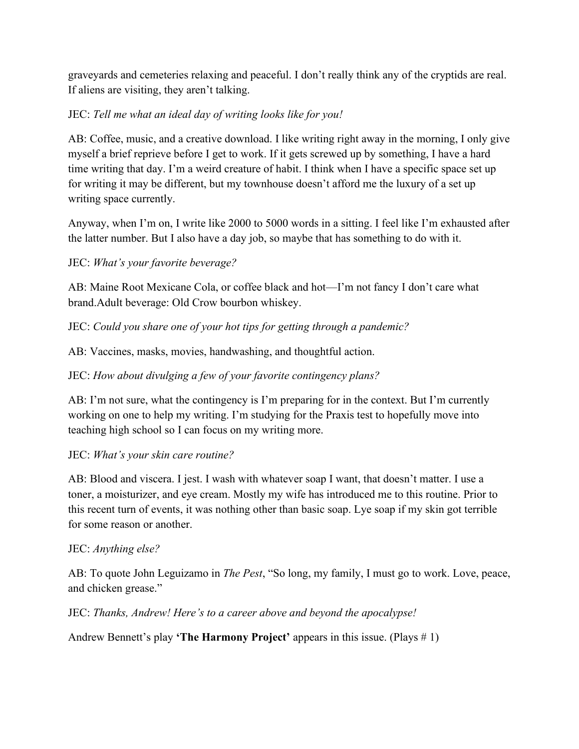graveyards and cemeteries relaxing and peaceful. I don't really think any of the cryptids are real. If aliens are visiting, they aren't talking.

JEC: *Tell me what an ideal day of writing looks like for you!*

AB: Coffee, music, and a creative download. I like writing right away in the morning, I only give myself a brief reprieve before I get to work. If it gets screwed up by something, I have a hard time writing that day. I'm a weird creature of habit. I think when I have a specific space set up for writing it may be different, but my townhouse doesn't afford me the luxury of a set up writing space currently.

Anyway, when I'm on, I write like 2000 to 5000 words in a sitting. I feel like I'm exhausted after the latter number. But I also have a day job, so maybe that has something to do with it.

JEC: *What's your favorite beverage?*

AB: Maine Root Mexicane Cola, or coffee black and hot—I'm not fancy I don't care what brand.Adult beverage: Old Crow bourbon whiskey.

JEC: *Could you share one of your hot tips for getting through a pandemic?*

AB: Vaccines, masks, movies, handwashing, and thoughtful action.

JEC: *How about divulging a few of your favorite contingency plans?*

AB: I'm not sure, what the contingency is I'm preparing for in the context. But I'm currently working on one to help my writing. I'm studying for the Praxis test to hopefully move into teaching high school so I can focus on my writing more.

JEC: *What's your skin care routine?*

AB: Blood and viscera. I jest. I wash with whatever soap I want, that doesn't matter. I use a toner, a moisturizer, and eye cream. Mostly my wife has introduced me to this routine. Prior to this recent turn of events, it was nothing other than basic soap. Lye soap if my skin got terrible for some reason or another.

JEC: *Anything else?*

AB: To quote John Leguizamo in *The Pest*, "So long, my family, I must go to work. Love, peace, and chicken grease."

JEC: *Thanks, Andrew! Here's to a career above and beyond the apocalypse!*

Andrew Bennett's play **'The Harmony Project'** appears in this issue. (Plays # 1)